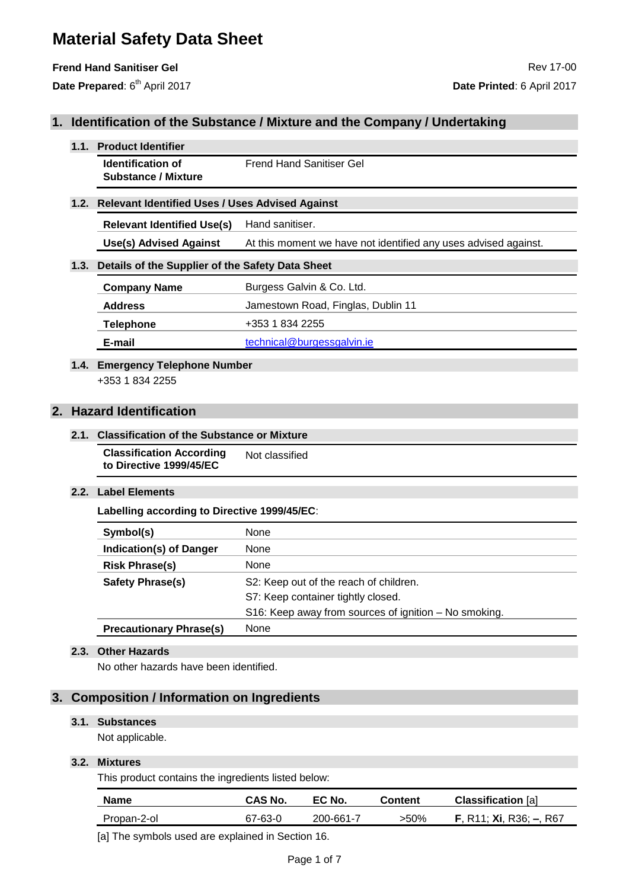# Material Safety Data Sheet

**Frend Hand Sanitiser Gel** Rev 17-00

**Date Prepared**: 6th April 2017 **Date Printed**: 6 April 2017

## 1. Identification of the Substance / Mixture and the Company / Undertaking

### 1.1. Product Identifier

| | |
|---|---|
| **Identification of Substance / Mixture** | Frend Hand Sanitiser Gel |

### 1.2. Relevant Identified Uses / Uses Advised Against

| | |
|---|---|
| **Relevant Identified Use(s)** | Hand sanitiser. |
| **Use(s) Advised Against** | At this moment we have not identified any uses advised against. |

### 1.3. Details of the Supplier of the Safety Data Sheet

| | |
|---|---|
| **Company Name** | Burgess Galvin & Co. Ltd. |
| **Address** | Jamestown Road, Finglas, Dublin 11 |
| **Telephone** | +353 1 834 2255 |
| **E-mail** | technical@burgessgalvin.ie |

### 1.4. Emergency Telephone Number

+353 1 834 2255

## 2. Hazard Identification

### 2.1. Classification of the Substance or Mixture

| | |
|---|---|
| **Classification According to Directive 1999/45/EC** | Not classified |

### 2.2. Label Elements

**Labelling according to Directive 1999/45/EC**:

| | |
|---|---|
| **Symbol(s)** | None |
| **Indication(s) of Danger** | None |
| **Risk Phrase(s)** | None |
| **Safety Phrase(s)** | S2: Keep out of the reach of children.<br>S7: Keep container tightly closed.<br>S16: Keep away from sources of ignition – No smoking. |
| **Precautionary Phrase(s)** | None |

### 2.3. Other Hazards

No other hazards have been identified.

## 3. Composition / Information on Ingredients

### 3.1. Substances

Not applicable.

### 3.2. Mixtures

This product contains the ingredients listed below:

| Name | CAS No. | EC No. | Content | Classification [a] |
|---|---|---|---|---|
| Propan-2-ol | 67-63-0 | 200-661-7 | >50% | **F**, R11; **Xi**, R36; **–**, R67 |

[a] The symbols used are explained in Section 16.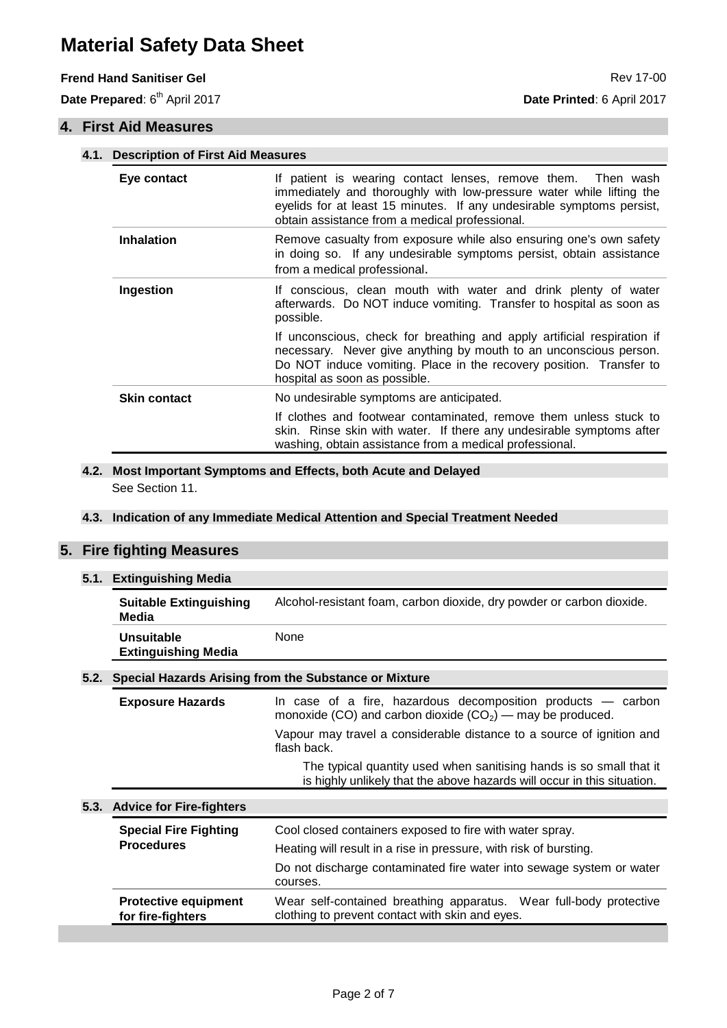## 4. First Aid Measures

### 4.1. Description of First Aid Measures

| | |
|---|---|
| **Eye contact** | If patient is wearing contact lenses, remove them. Then wash immediately and thoroughly with low-pressure water while lifting the eyelids for at least 15 minutes. If any undesirable symptoms persist, obtain assistance from a medical professional. |
| **Inhalation** | Remove casualty from exposure while also ensuring one's own safety in doing so. If any undesirable symptoms persist, obtain assistance from a medical professional. |
| **Ingestion** | If conscious, clean mouth with water and drink plenty of water afterwards. Do NOT induce vomiting. Transfer to hospital as soon as possible.<br><br>If unconscious, check for breathing and apply artificial respiration if necessary. Never give anything by mouth to an unconscious person. Do NOT induce vomiting. Place in the recovery position. Transfer to hospital as soon as possible. |
| **Skin contact** | No undesirable symptoms are anticipated.<br><br>If clothes and footwear contaminated, remove them unless stuck to skin. Rinse skin with water. If there any undesirable symptoms after washing, obtain assistance from a medical professional. |

### 4.2. Most Important Symptoms and Effects, both Acute and Delayed

See Section 11.

### 4.3. Indication of any Immediate Medical Attention and Special Treatment Needed

## 5. Fire fighting Measures

### 5.1. Extinguishing Media

| | |
|---|---|
| **Suitable Extinguishing Media** | Alcohol-resistant foam, carbon dioxide, dry powder or carbon dioxide. |
| **Unsuitable Extinguishing Media** | None |

### 5.2. Special Hazards Arising from the Substance or Mixture

| | |
|---|---|
| **Exposure Hazards** | In case of a fire, hazardous decomposition products — carbon monoxide (CO) and carbon dioxide ($CO_2$) — may be produced.<br><br>Vapour may travel a considerable distance to a source of ignition and flash back.<br><br>The typical quantity used when sanitising hands is so small that it is highly unlikely that the above hazards will occur in this situation. |

### 5.3. Advice for Fire-fighters

| | |
|---|---|
| **Special Fire Fighting Procedures** | Cool closed containers exposed to fire with water spray.<br><br>Heating will result in a rise in pressure, with risk of bursting.<br><br>Do not discharge contaminated fire water into sewage system or water courses. |
| **Protective equipment for fire-fighters** | Wear self-contained breathing apparatus. Wear full-body protective clothing to prevent contact with skin and eyes. |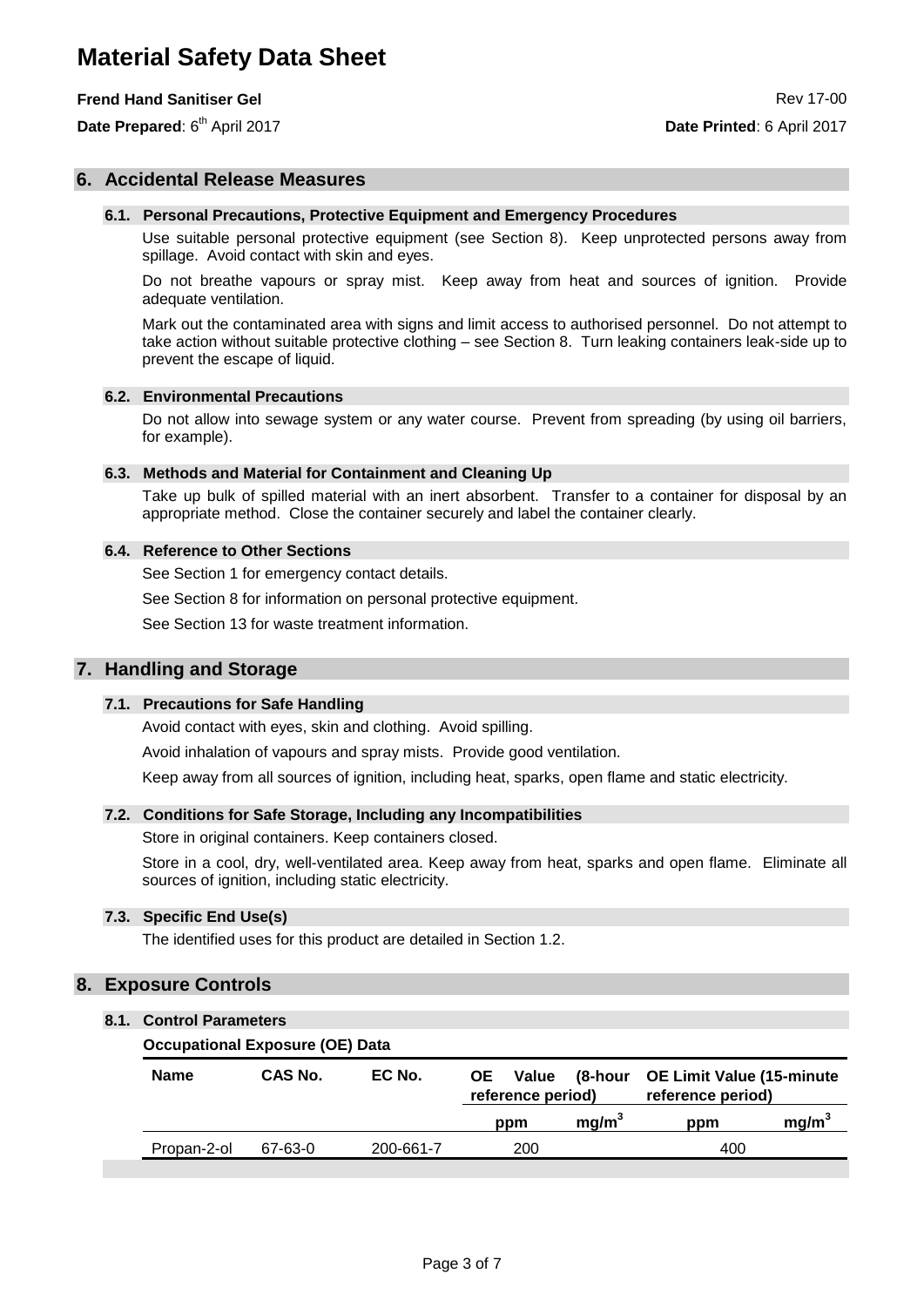## 6. Accidental Release Measures

### 6.1. Personal Precautions, Protective Equipment and Emergency Procedures

Use suitable personal protective equipment (see Section 8). Keep unprotected persons away from spillage. Avoid contact with skin and eyes.

Do not breathe vapours or spray mist. Keep away from heat and sources of ignition. Provide adequate ventilation.

Mark out the contaminated area with signs and limit access to authorised personnel. Do not attempt to take action without suitable protective clothing – see Section 8. Turn leaking containers leak-side up to prevent the escape of liquid.

### 6.2. Environmental Precautions

Do not allow into sewage system or any water course. Prevent from spreading (by using oil barriers, for example).

### 6.3. Methods and Material for Containment and Cleaning Up

Take up bulk of spilled material with an inert absorbent. Transfer to a container for disposal by an appropriate method. Close the container securely and label the container clearly.

### 6.4. Reference to Other Sections

See Section 1 for emergency contact details.

See Section 8 for information on personal protective equipment.

See Section 13 for waste treatment information.

## 7. Handling and Storage

### 7.1. Precautions for Safe Handling

Avoid contact with eyes, skin and clothing. Avoid spilling.

Avoid inhalation of vapours and spray mists. Provide good ventilation.

Keep away from all sources of ignition, including heat, sparks, open flame and static electricity.

### 7.2. Conditions for Safe Storage, Including any Incompatibilities

Store in original containers. Keep containers closed.

Store in a cool, dry, well-ventilated area. Keep away from heat, sparks and open flame. Eliminate all sources of ignition, including static electricity.

### 7.3. Specific End Use(s)

The identified uses for this product are detailed in Section 1.2.

## 8. Exposure Controls

### 8.1. Control Parameters

**Occupational Exposure (OE) Data**

| Name | CAS No. | EC No. | OE Value (8-hour reference period) | | OE Limit Value (15-minute reference period) | |
|---|---|---|---|---|---|---|
| | | | ppm | $mg/m^3$ | ppm | $mg/m^3$ |
| Propan-2-ol | 67-63-0 | 200-661-7 | 200 | | 400 | |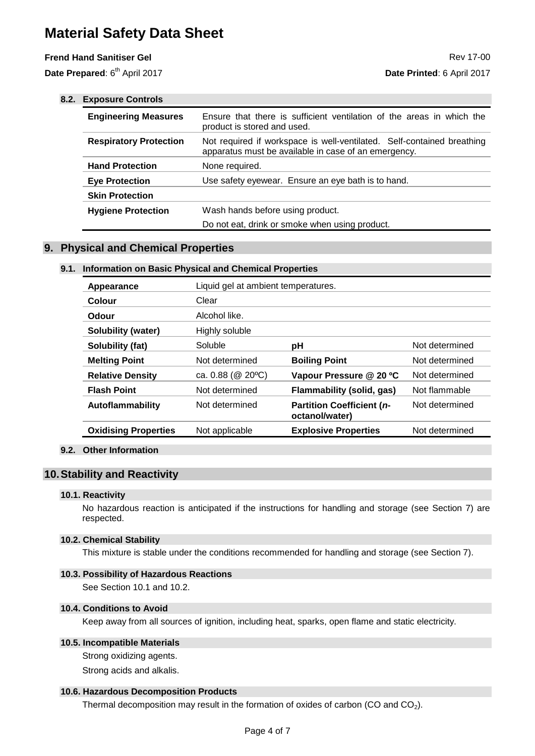### 8.2. Exposure Controls

| | |
|---|---|
| **Engineering Measures** | Ensure that there is sufficient ventilation of the areas in which the product is stored and used. |
| **Respiratory Protection** | Not required if workspace is well-ventilated. Self-contained breathing apparatus must be available in case of an emergency. |
| **Hand Protection** | None required. |
| **Eye Protection** | Use safety eyewear. Ensure an eye bath is to hand. |
| **Skin Protection** | |
| **Hygiene Protection** | Wash hands before using product.<br>Do not eat, drink or smoke when using product. |

## 9. Physical and Chemical Properties

### 9.1. Information on Basic Physical and Chemical Properties

| | | | |
|---|---|---|---|
| **Appearance** | Liquid gel at ambient temperatures. | | |
| **Colour** | Clear | | |
| **Odour** | Alcohol like. | | |
| **Solubility (water)** | Highly soluble | | |
| **Solubility (fat)** | Soluble | **pH** | Not determined |
| **Melting Point** | Not determined | **Boiling Point** | Not determined |
| **Relative Density** | ca. 0.88 (@ 20ºC) | **Vapour Pressure @ 20 ºC** | Not determined |
| **Flash Point** | Not determined | **Flammability (solid, gas)** | Not flammable |
| **Autoflammability** | Not determined | **Partition Coefficient (*n*-octanol/water)** | Not determined |
| **Oxidising Properties** | Not applicable | **Explosive Properties** | Not determined |

### 9.2. Other Information

## 10. Stability and Reactivity

### 10.1. Reactivity

No hazardous reaction is anticipated if the instructions for handling and storage (see Section 7) are respected.

### 10.2. Chemical Stability

This mixture is stable under the conditions recommended for handling and storage (see Section 7).

### 10.3. Possibility of Hazardous Reactions

See Section 10.1 and 10.2.

### 10.4. Conditions to Avoid

Keep away from all sources of ignition, including heat, sparks, open flame and static electricity.

### 10.5. Incompatible Materials

Strong oxidizing agents.

Strong acids and alkalis.

### 10.6. Hazardous Decomposition Products

Thermal decomposition may result in the formation of oxides of carbon (CO and $CO_2$).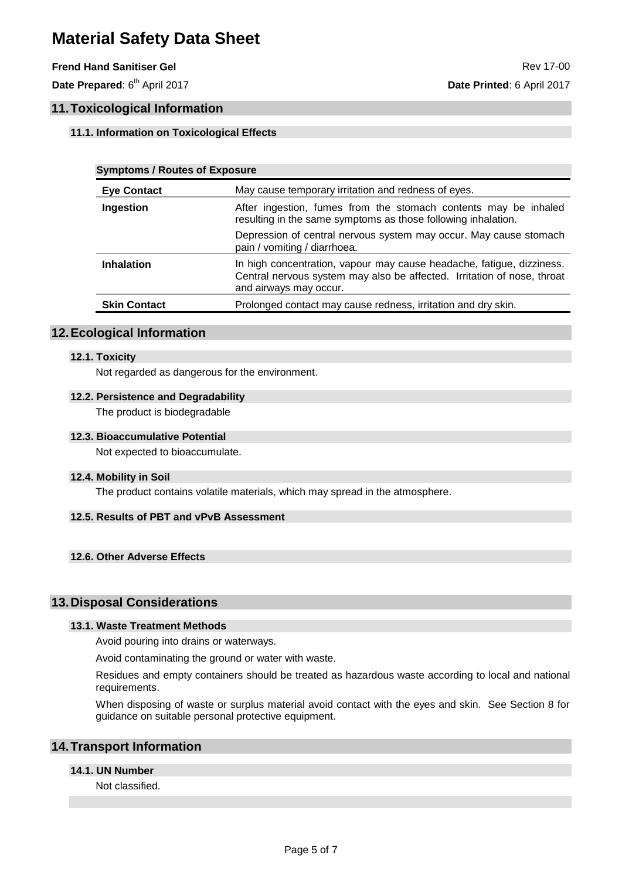## 11. Toxicological Information

### 11.1. Information on Toxicological Effects

| Symptoms / Routes of Exposure | |
|---|---|
| **Eye Contact** | May cause temporary irritation and redness of eyes. |
| **Ingestion** | After ingestion, fumes from the stomach contents may be inhaled resulting in the same symptoms as those following inhalation.<br>Depression of central nervous system may occur. May cause stomach pain / vomiting / diarrhoea. |
| **Inhalation** | In high concentration, vapour may cause headache, fatigue, dizziness. Central nervous system may also be affected. Irritation of nose, throat and airways may occur. |
| **Skin Contact** | Prolonged contact may cause redness, irritation and dry skin. |

## 12. Ecological Information

### 12.1. Toxicity

Not regarded as dangerous for the environment.

### 12.2. Persistence and Degradability

The product is biodegradable

### 12.3. Bioaccumulative Potential

Not expected to bioaccumulate.

### 12.4. Mobility in Soil

The product contains volatile materials, which may spread in the atmosphere.

### 12.5. Results of PBT and vPvB Assessment

### 12.6. Other Adverse Effects

## 13. Disposal Considerations

### 13.1. Waste Treatment Methods

Avoid pouring into drains or waterways.

Avoid contaminating the ground or water with waste.

Residues and empty containers should be treated as hazardous waste according to local and national requirements.

When disposing of waste or surplus material avoid contact with the eyes and skin. See Section 8 for guidance on suitable personal protective equipment.

## 14. Transport Information

### 14.1. UN Number

Not classified.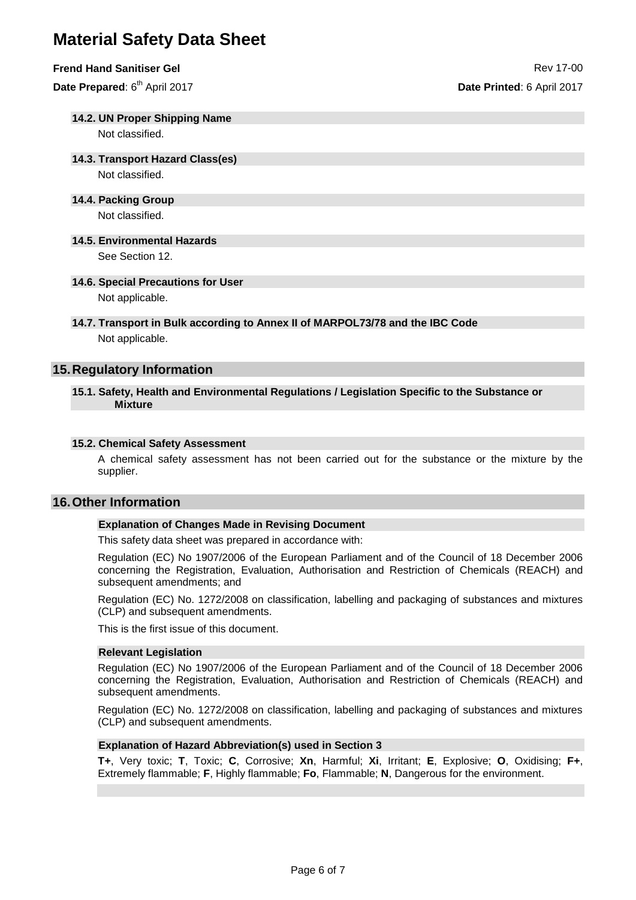### 14.2. UN Proper Shipping Name

Not classified.

### 14.3. Transport Hazard Class(es)

Not classified.

### 14.4. Packing Group

Not classified.

### 14.5. Environmental Hazards

See Section 12.

### 14.6. Special Precautions for User

Not applicable.

### 14.7. Transport in Bulk according to Annex II of MARPOL73/78 and the IBC Code

Not applicable.

## 15. Regulatory Information

### 15.1. Safety, Health and Environmental Regulations / Legislation Specific to the Substance or Mixture

### 15.2. Chemical Safety Assessment

A chemical safety assessment has not been carried out for the substance or the mixture by the supplier.

## 16. Other Information

#### Explanation of Changes Made in Revising Document

This safety data sheet was prepared in accordance with:

Regulation (EC) No 1907/2006 of the European Parliament and of the Council of 18 December 2006 concerning the Registration, Evaluation, Authorisation and Restriction of Chemicals (REACH) and subsequent amendments; and

Regulation (EC) No. 1272/2008 on classification, labelling and packaging of substances and mixtures (CLP) and subsequent amendments.

This is the first issue of this document.

#### Relevant Legislation

Regulation (EC) No 1907/2006 of the European Parliament and of the Council of 18 December 2006 concerning the Registration, Evaluation, Authorisation and Restriction of Chemicals (REACH) and subsequent amendments.

Regulation (EC) No. 1272/2008 on classification, labelling and packaging of substances and mixtures (CLP) and subsequent amendments.

#### Explanation of Hazard Abbreviation(s) used in Section 3

**T+**, Very toxic; **T**, Toxic; **C**, Corrosive; **Xn**, Harmful; **Xi**, Irritant; **E**, Explosive; **O**, Oxidising; **F+**, Extremely flammable; **F**, Highly flammable; **Fo**, Flammable; **N**, Dangerous for the environment.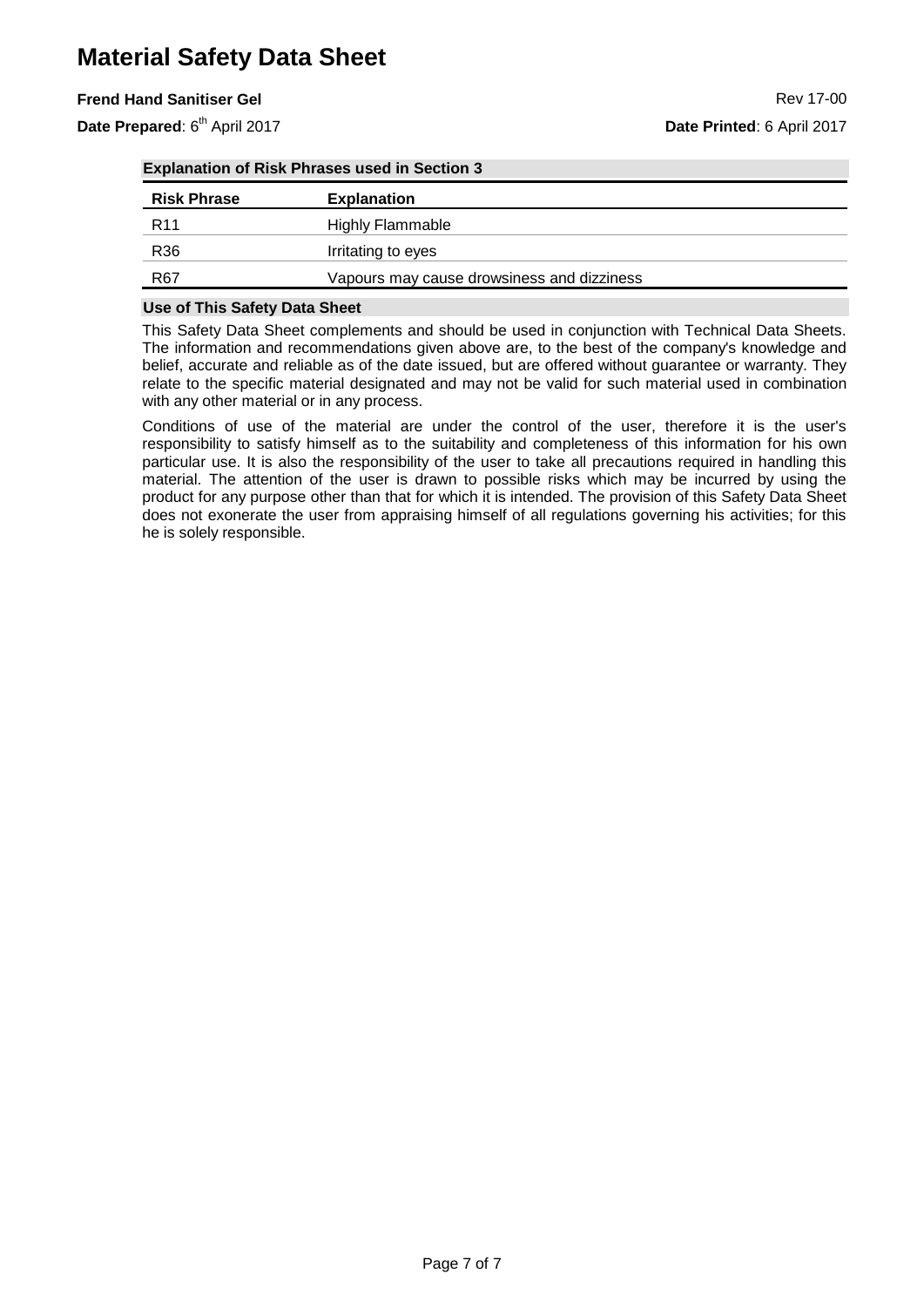### Explanation of Risk Phrases used in Section 3

| Risk Phrase | Explanation |
|---|---|
| R11 | Highly Flammable |
| R36 | Irritating to eyes |
| R67 | Vapours may cause drowsiness and dizziness |

### Use of This Safety Data Sheet

This Safety Data Sheet complements and should be used in conjunction with Technical Data Sheets. The information and recommendations given above are, to the best of the company's knowledge and belief, accurate and reliable as of the date issued, but are offered without guarantee or warranty. They relate to the specific material designated and may not be valid for such material used in combination with any other material or in any process.

Conditions of use of the material are under the control of the user, therefore it is the user's responsibility to satisfy himself as to the suitability and completeness of this information for his own particular use. It is also the responsibility of the user to take all precautions required in handling this material. The attention of the user is drawn to possible risks which may be incurred by using the product for any purpose other than that for which it is intended. The provision of this Safety Data Sheet does not exonerate the user from appraising himself of all regulations governing his activities; for this he is solely responsible.